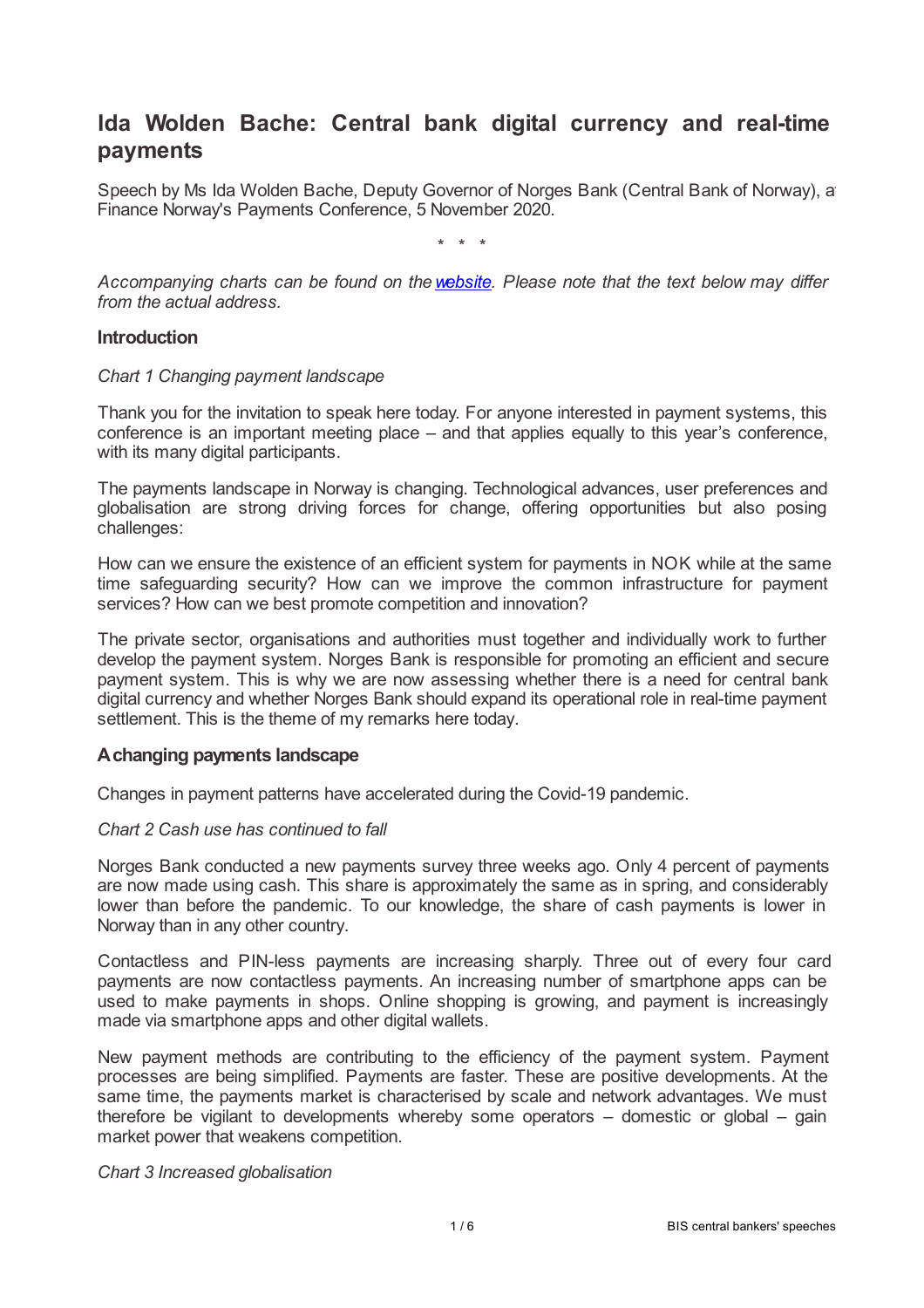# Ida Wolden Bache: Central bank digital currency and real-time payments

Speech by Ms Ida Wolden Bache, Deputy Governor of Norges Bank (Central Bank of Norway), at Finance Norway's Payments Conference, 5 November 2020.

\* \* \*

*Accompanying charts can be found on the [website](#). Please note that the text below may differ from the actual address.*

**Introduction**

*Chart 1 Changing payment landscape*

Thank you for the invitation to speak here today. For anyone interested in payment systems, this conference is an important meeting place – and that applies equally to this year's conference, with its many digital participants.

The payments landscape in Norway is changing. Technological advances, user preferences and globalisation are strong driving forces for change, offering opportunities but also posing challenges:

How can we ensure the existence of an efficient system for payments in NOK while at the same time safeguarding security? How can we improve the common infrastructure for payment services? How can we best promote competition and innovation?

The private sector, organisations and authorities must together and individually work to further develop the payment system. Norges Bank is responsible for promoting an efficient and secure payment system. This is why we are now assessing whether there is a need for central bank digital currency and whether Norges Bank should expand its operational role in real-time payment settlement. This is the theme of my remarks here today.

**A changing payments landscape**

Changes in payment patterns have accelerated during the Covid-19 pandemic.

*Chart 2 Cash use has continued to fall*

Norges Bank conducted a new payments survey three weeks ago. Only 4 percent of payments are now made using cash. This share is approximately the same as in spring, and considerably lower than before the pandemic. To our knowledge, the share of cash payments is lower in Norway than in any other country.

Contactless and PIN-less payments are increasing sharply. Three out of every four card payments are now contactless payments. An increasing number of smartphone apps can be used to make payments in shops. Online shopping is growing, and payment is increasingly made via smartphone apps and other digital wallets.

New payment methods are contributing to the efficiency of the payment system. Payment processes are being simplified. Payments are faster. These are positive developments. At the same time, the payments market is characterised by scale and network advantages. We must therefore be vigilant to developments whereby some operators – domestic or global – gain market power that weakens competition.

*Chart 3 Increased globalisation*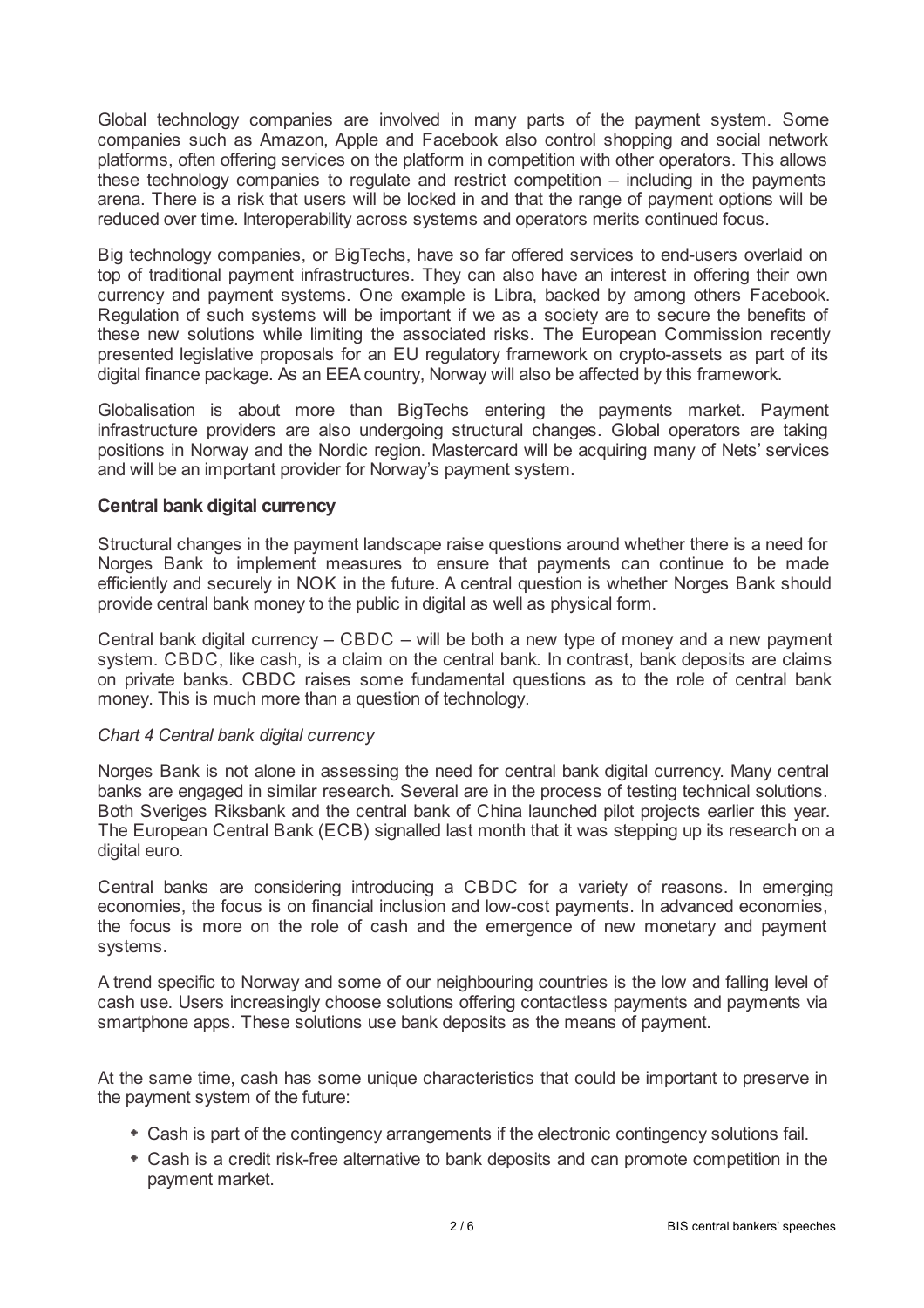Global technology companies are involved in many parts of the payment system. Some companies such as Amazon, Apple and Facebook also control shopping and social network platforms, often offering services on the platform in competition with other operators. This allows these technology companies to regulate and restrict competition – including in the payments arena. There is a risk that users will be locked in and that the range of payment options will be reduced over time. Interoperability across systems and operators merits continued focus.

Big technology companies, or BigTechs, have so far offered services to end-users overlaid on top of traditional payment infrastructures. They can also have an interest in offering their own currency and payment systems. One example is Libra, backed by among others Facebook. Regulation of such systems will be important if we as a society are to secure the benefits of these new solutions while limiting the associated risks. The European Commission recently presented legislative proposals for an EU regulatory framework on crypto-assets as part of its digital finance package. As an EEA country, Norway will also be affected by this framework.

Globalisation is about more than BigTechs entering the payments market. Payment infrastructure providers are also undergoing structural changes. Global operators are taking positions in Norway and the Nordic region. Mastercard will be acquiring many of Nets' services and will be an important provider for Norway's payment system.

### Central bank digital currency

Structural changes in the payment landscape raise questions around whether there is a need for Norges Bank to implement measures to ensure that payments can continue to be made efficiently and securely in NOK in the future. A central question is whether Norges Bank should provide central bank money to the public in digital as well as physical form.

Central bank digital currency – CBDC – will be both a new type of money and a new payment system. CBDC, like cash, is a claim on the central bank. In contrast, bank deposits are claims on private banks. CBDC raises some fundamental questions as to the role of central bank money. This is much more than a question of technology.

*Chart 4 Central bank digital currency*

Norges Bank is not alone in assessing the need for central bank digital currency. Many central banks are engaged in similar research. Several are in the process of testing technical solutions. Both Sveriges Riksbank and the central bank of China launched pilot projects earlier this year. The European Central Bank (ECB) signalled last month that it was stepping up its research on a digital euro.

Central banks are considering introducing a CBDC for a variety of reasons. In emerging economies, the focus is on financial inclusion and low-cost payments. In advanced economies, the focus is more on the role of cash and the emergence of new monetary and payment systems.

A trend specific to Norway and some of our neighbouring countries is the low and falling level of cash use. Users increasingly choose solutions offering contactless payments and payments via smartphone apps. These solutions use bank deposits as the means of payment.

At the same time, cash has some unique characteristics that could be important to preserve in the payment system of the future:

- Cash is part of the contingency arrangements if the electronic contingency solutions fail.
- Cash is a credit risk-free alternative to bank deposits and can promote competition in the payment market.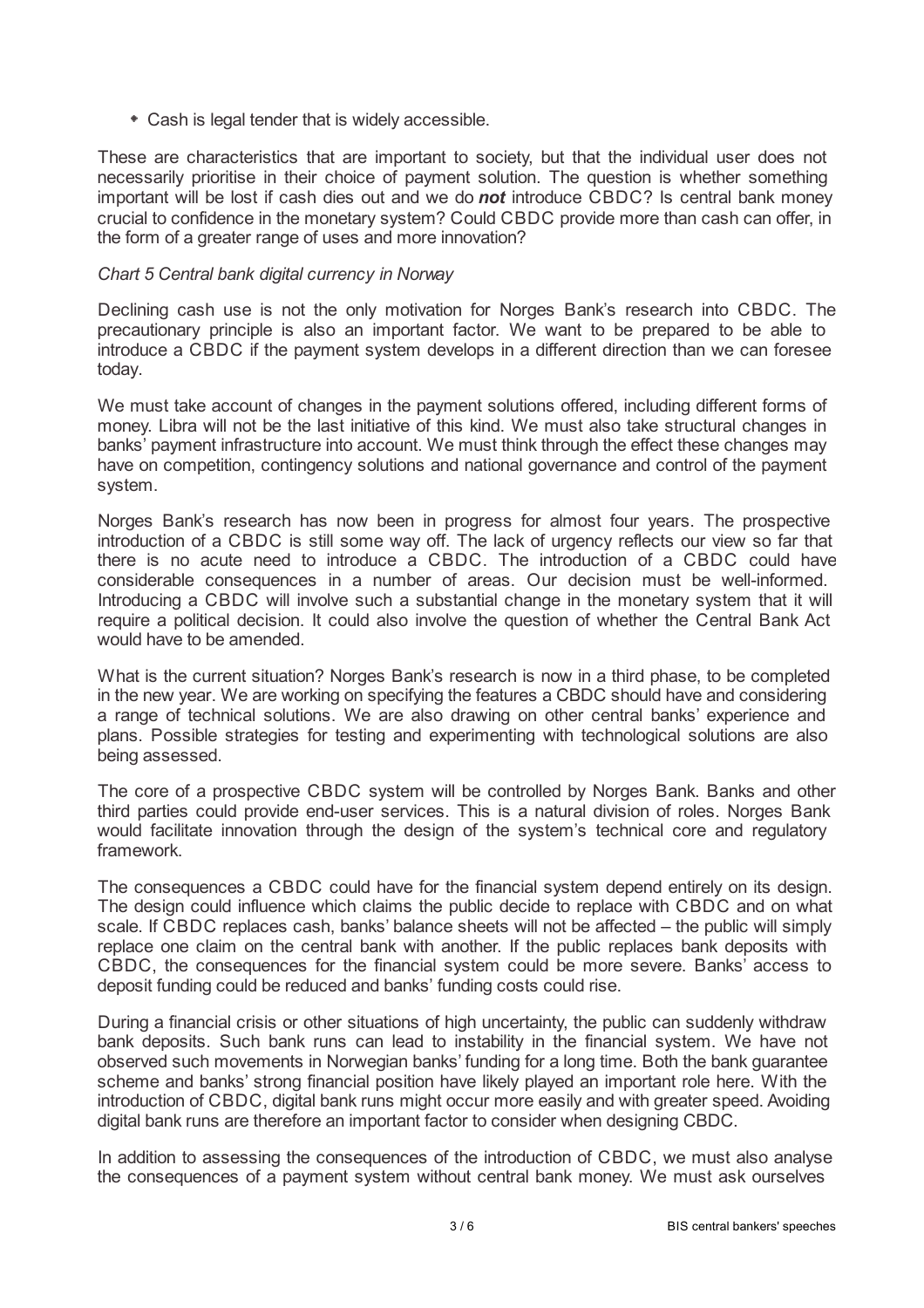- Cash is legal tender that is widely accessible.

These are characteristics that are important to society, but that the individual user does not necessarily prioritise in their choice of payment solution. The question is whether something important will be lost if cash dies out and we do ***not*** introduce CBDC? Is central bank money crucial to confidence in the monetary system? Could CBDC provide more than cash can offer, in the form of a greater range of uses and more innovation?

*Chart 5 Central bank digital currency in Norway*

Declining cash use is not the only motivation for Norges Bank's research into CBDC. The precautionary principle is also an important factor. We want to be prepared to be able to introduce a CBDC if the payment system develops in a different direction than we can foresee today.

We must take account of changes in the payment solutions offered, including different forms of money. Libra will not be the last initiative of this kind. We must also take structural changes in banks' payment infrastructure into account. We must think through the effect these changes may have on competition, contingency solutions and national governance and control of the payment system.

Norges Bank's research has now been in progress for almost four years. The prospective introduction of a CBDC is still some way off. The lack of urgency reflects our view so far that there is no acute need to introduce a CBDC. The introduction of a CBDC could have considerable consequences in a number of areas. Our decision must be well-informed. Introducing a CBDC will involve such a substantial change in the monetary system that it will require a political decision. It could also involve the question of whether the Central Bank Act would have to be amended.

What is the current situation? Norges Bank's research is now in a third phase, to be completed in the new year. We are working on specifying the features a CBDC should have and considering a range of technical solutions. We are also drawing on other central banks' experience and plans. Possible strategies for testing and experimenting with technological solutions are also being assessed.

The core of a prospective CBDC system will be controlled by Norges Bank. Banks and other third parties could provide end-user services. This is a natural division of roles. Norges Bank would facilitate innovation through the design of the system's technical core and regulatory framework.

The consequences a CBDC could have for the financial system depend entirely on its design. The design could influence which claims the public decide to replace with CBDC and on what scale. If CBDC replaces cash, banks' balance sheets will not be affected – the public will simply replace one claim on the central bank with another. If the public replaces bank deposits with CBDC, the consequences for the financial system could be more severe. Banks' access to deposit funding could be reduced and banks' funding costs could rise.

During a financial crisis or other situations of high uncertainty, the public can suddenly withdraw bank deposits. Such bank runs can lead to instability in the financial system. We have not observed such movements in Norwegian banks' funding for a long time. Both the bank guarantee scheme and banks' strong financial position have likely played an important role here. With the introduction of CBDC, digital bank runs might occur more easily and with greater speed. Avoiding digital bank runs are therefore an important factor to consider when designing CBDC.

In addition to assessing the consequences of the introduction of CBDC, we must also analyse the consequences of a payment system without central bank money. We must ask ourselves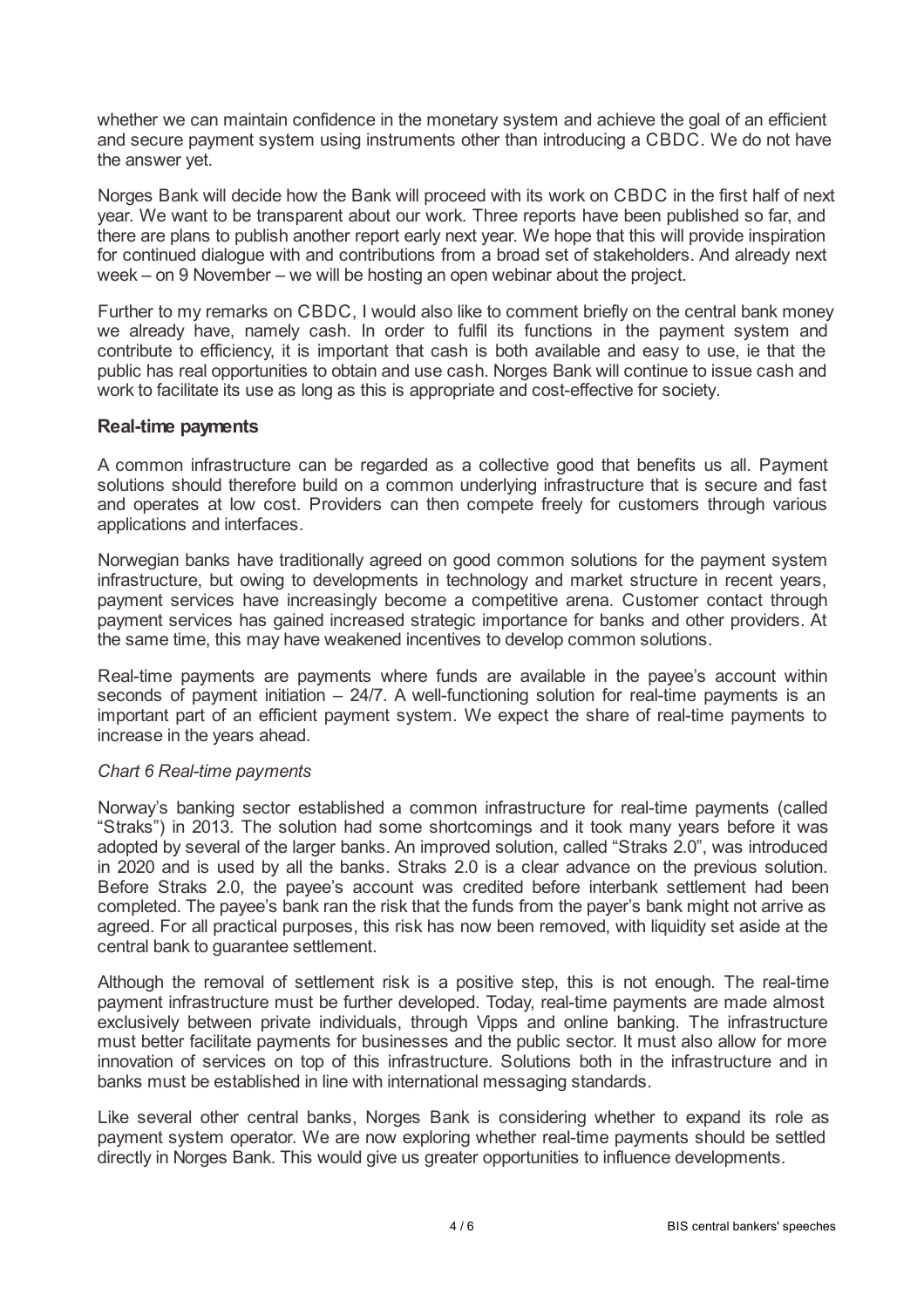whether we can maintain confidence in the monetary system and achieve the goal of an efficient and secure payment system using instruments other than introducing a CBDC. We do not have the answer yet.

Norges Bank will decide how the Bank will proceed with its work on CBDC in the first half of next year. We want to be transparent about our work. Three reports have been published so far, and there are plans to publish another report early next year. We hope that this will provide inspiration for continued dialogue with and contributions from a broad set of stakeholders. And already next week – on 9 November – we will be hosting an open webinar about the project.

Further to my remarks on CBDC, I would also like to comment briefly on the central bank money we already have, namely cash. In order to fulfil its functions in the payment system and contribute to efficiency, it is important that cash is both available and easy to use, ie that the public has real opportunities to obtain and use cash. Norges Bank will continue to issue cash and work to facilitate its use as long as this is appropriate and cost-effective for society.

### Real-time payments

A common infrastructure can be regarded as a collective good that benefits us all. Payment solutions should therefore build on a common underlying infrastructure that is secure and fast and operates at low cost. Providers can then compete freely for customers through various applications and interfaces.

Norwegian banks have traditionally agreed on good common solutions for the payment system infrastructure, but owing to developments in technology and market structure in recent years, payment services have increasingly become a competitive arena. Customer contact through payment services has gained increased strategic importance for banks and other providers. At the same time, this may have weakened incentives to develop common solutions.

Real-time payments are payments where funds are available in the payee's account within seconds of payment initiation – 24/7. A well-functioning solution for real-time payments is an important part of an efficient payment system. We expect the share of real-time payments to increase in the years ahead.

*Chart 6 Real-time payments*

Norway's banking sector established a common infrastructure for real-time payments (called "Straks") in 2013. The solution had some shortcomings and it took many years before it was adopted by several of the larger banks. An improved solution, called "Straks 2.0", was introduced in 2020 and is used by all the banks. Straks 2.0 is a clear advance on the previous solution. Before Straks 2.0, the payee's account was credited before interbank settlement had been completed. The payee's bank ran the risk that the funds from the payer's bank might not arrive as agreed. For all practical purposes, this risk has now been removed, with liquidity set aside at the central bank to guarantee settlement.

Although the removal of settlement risk is a positive step, this is not enough. The real-time payment infrastructure must be further developed. Today, real-time payments are made almost exclusively between private individuals, through Vipps and online banking. The infrastructure must better facilitate payments for businesses and the public sector. It must also allow for more innovation of services on top of this infrastructure. Solutions both in the infrastructure and in banks must be established in line with international messaging standards.

Like several other central banks, Norges Bank is considering whether to expand its role as payment system operator. We are now exploring whether real-time payments should be settled directly in Norges Bank. This would give us greater opportunities to influence developments.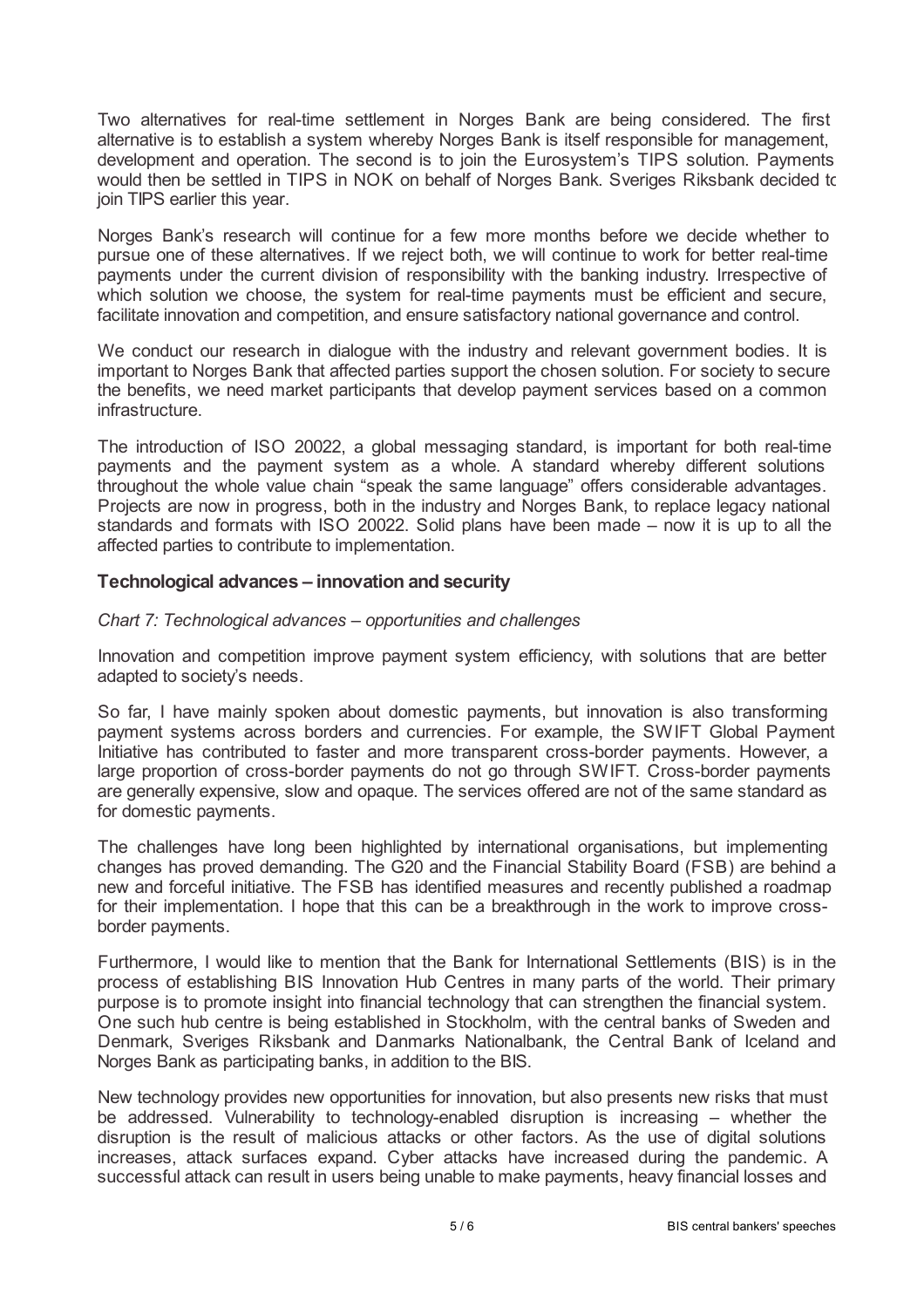Two alternatives for real-time settlement in Norges Bank are being considered. The first alternative is to establish a system whereby Norges Bank is itself responsible for management, development and operation. The second is to join the Eurosystem's TIPS solution. Payments would then be settled in TIPS in NOK on behalf of Norges Bank. Sveriges Riksbank decided to join TIPS earlier this year.

Norges Bank's research will continue for a few more months before we decide whether to pursue one of these alternatives. If we reject both, we will continue to work for better real-time payments under the current division of responsibility with the banking industry. Irrespective of which solution we choose, the system for real-time payments must be efficient and secure, facilitate innovation and competition, and ensure satisfactory national governance and control.

We conduct our research in dialogue with the industry and relevant government bodies. It is important to Norges Bank that affected parties support the chosen solution. For society to secure the benefits, we need market participants that develop payment services based on a common infrastructure.

The introduction of ISO 20022, a global messaging standard, is important for both real-time payments and the payment system as a whole. A standard whereby different solutions throughout the whole value chain "speak the same language" offers considerable advantages. Projects are now in progress, both in the industry and Norges Bank, to replace legacy national standards and formats with ISO 20022. Solid plans have been made – now it is up to all the affected parties to contribute to implementation.

## Technological advances – innovation and security

*Chart 7: Technological advances – opportunities and challenges*

Innovation and competition improve payment system efficiency, with solutions that are better adapted to society's needs.

So far, I have mainly spoken about domestic payments, but innovation is also transforming payment systems across borders and currencies. For example, the SWIFT Global Payment Initiative has contributed to faster and more transparent cross-border payments. However, a large proportion of cross-border payments do not go through SWIFT. Cross-border payments are generally expensive, slow and opaque. The services offered are not of the same standard as for domestic payments.

The challenges have long been highlighted by international organisations, but implementing changes has proved demanding. The G20 and the Financial Stability Board (FSB) are behind a new and forceful initiative. The FSB has identified measures and recently published a roadmap for their implementation. I hope that this can be a breakthrough in the work to improve cross-border payments.

Furthermore, I would like to mention that the Bank for International Settlements (BIS) is in the process of establishing BIS Innovation Hub Centres in many parts of the world. Their primary purpose is to promote insight into financial technology that can strengthen the financial system. One such hub centre is being established in Stockholm, with the central banks of Sweden and Denmark, Sveriges Riksbank and Danmarks Nationalbank, the Central Bank of Iceland and Norges Bank as participating banks, in addition to the BIS.

New technology provides new opportunities for innovation, but also presents new risks that must be addressed. Vulnerability to technology-enabled disruption is increasing – whether the disruption is the result of malicious attacks or other factors. As the use of digital solutions increases, attack surfaces expand. Cyber attacks have increased during the pandemic. A successful attack can result in users being unable to make payments, heavy financial losses and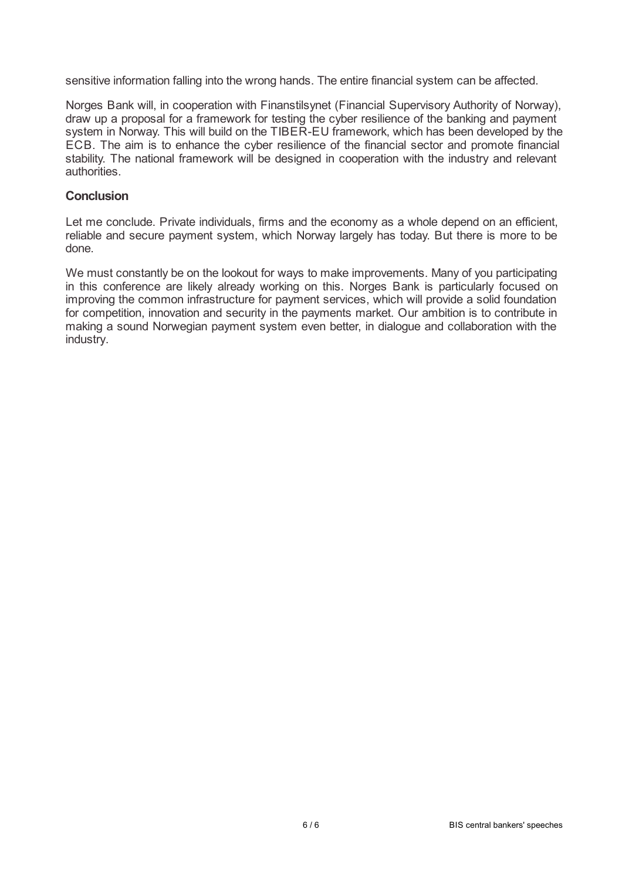sensitive information falling into the wrong hands. The entire financial system can be affected.

Norges Bank will, in cooperation with Finanstilsynet (Financial Supervisory Authority of Norway), draw up a proposal for a framework for testing the cyber resilience of the banking and payment system in Norway. This will build on the TIBER-EU framework, which has been developed by the ECB. The aim is to enhance the cyber resilience of the financial sector and promote financial stability. The national framework will be designed in cooperation with the industry and relevant authorities.

### Conclusion

Let me conclude. Private individuals, firms and the economy as a whole depend on an efficient, reliable and secure payment system, which Norway largely has today. But there is more to be done.

We must constantly be on the lookout for ways to make improvements. Many of you participating in this conference are likely already working on this. Norges Bank is particularly focused on improving the common infrastructure for payment services, which will provide a solid foundation for competition, innovation and security in the payments market. Our ambition is to contribute in making a sound Norwegian payment system even better, in dialogue and collaboration with the industry.